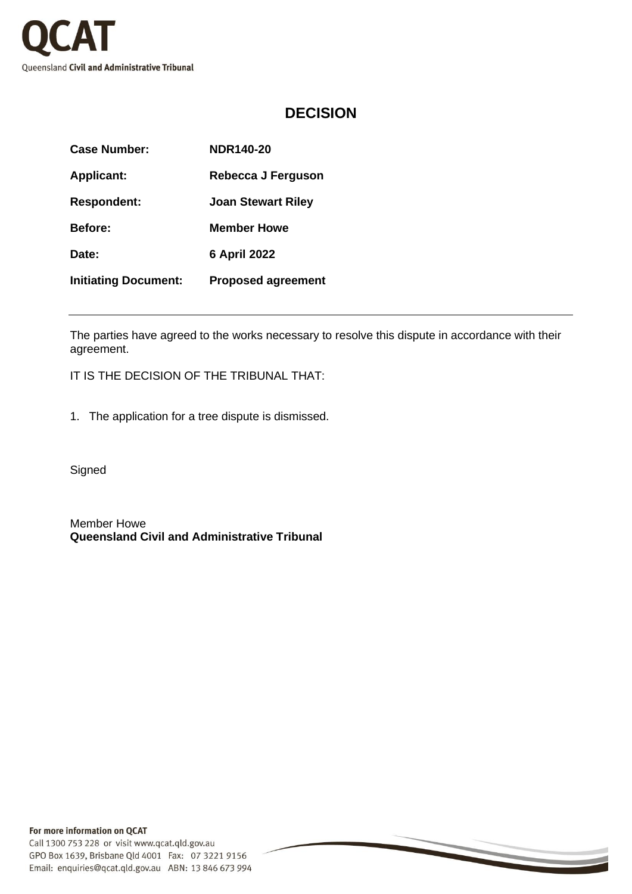QCAT

Queensland **Civil and Administrative Tribunal**

# DECISION

| | |
|---|---|
| **Case Number:** | **NDR140-20** |
| **Applicant:** | **Rebecca J Ferguson** |
| **Respondent:** | **Joan Stewart Riley** |
| **Before:** | **Member Howe** |
| **Date:** | **6 April 2022** |
| **Initiating Document:** | **Proposed agreement** |

---

The parties have agreed to the works necessary to resolve this dispute in accordance with their agreement.

IT IS THE DECISION OF THE TRIBUNAL THAT:

1. The application for a tree dispute is dismissed.

Signed

Member Howe
**Queensland Civil and Administrative Tribunal**

**For more information on QCAT**
Call 1300 753 228 or visit www.qcat.qld.gov.au
GPO Box 1639, Brisbane Qld 4001 Fax: 07 3221 9156
Email: enquiries@qcat.qld.gov.au ABN: 13 846 673 994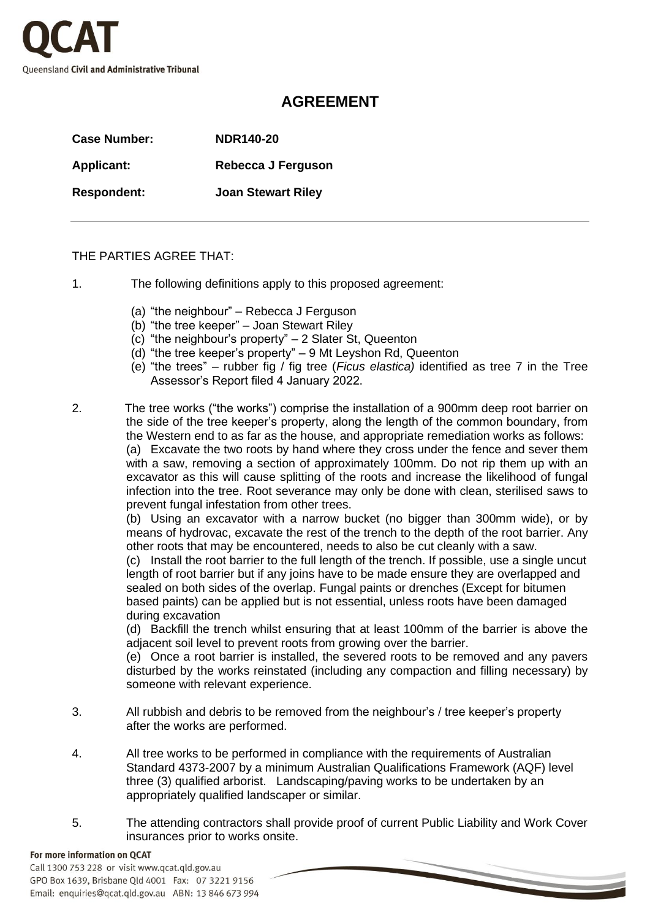# QCAT

Queensland **Civil and Administrative Tribunal**

## AGREEMENT

**Case Number:** **NDR140-20**

**Applicant:** **Rebecca J Ferguson**

**Respondent:** **Joan Stewart Riley**

---

THE PARTIES AGREE THAT:

1. The following definitions apply to this proposed agreement:

   (a) "the neighbour" – Rebecca J Ferguson
   (b) "the tree keeper" – Joan Stewart Riley
   (c) "the neighbour's property" – 2 Slater St, Queenton
   (d) "the tree keeper's property" – 9 Mt Leyshon Rd, Queenton
   (e) "the trees" – rubber fig / fig tree (*Ficus elastica)* identified as tree 7 in the Tree Assessor's Report filed 4 January 2022.

2. The tree works ("the works") comprise the installation of a 900mm deep root barrier on the side of the tree keeper's property, along the length of the common boundary, from the Western end to as far as the house, and appropriate remediation works as follows:

   (a) Excavate the two roots by hand where they cross under the fence and sever them with a saw, removing a section of approximately 100mm. Do not rip them up with an excavator as this will cause splitting of the roots and increase the likelihood of fungal infection into the tree. Root severance may only be done with clean, sterilised saws to prevent fungal infestation from other trees.

   (b) Using an excavator with a narrow bucket (no bigger than 300mm wide), or by means of hydrovac, excavate the rest of the trench to the depth of the root barrier. Any other roots that may be encountered, needs to also be cut cleanly with a saw.

   (c) Install the root barrier to the full length of the trench. If possible, use a single uncut length of root barrier but if any joins have to be made ensure they are overlapped and sealed on both sides of the overlap. Fungal paints or drenches (Except for bitumen based paints) can be applied but is not essential, unless roots have been damaged during excavation

   (d) Backfill the trench whilst ensuring that at least 100mm of the barrier is above the adjacent soil level to prevent roots from growing over the barrier.

   (e) Once a root barrier is installed, the severed roots to be removed and any pavers disturbed by the works reinstated (including any compaction and filling necessary) by someone with relevant experience.

3. All rubbish and debris to be removed from the neighbour's / tree keeper's property after the works are performed.

4. All tree works to be performed in compliance with the requirements of Australian Standard 4373-2007 by a minimum Australian Qualifications Framework (AQF) level three (3) qualified arborist. Landscaping/paving works to be undertaken by an appropriately qualified landscaper or similar.

5. The attending contractors shall provide proof of current Public Liability and Work Cover insurances prior to works onsite.

**For more information on QCAT**
Call 1300 753 228 or visit www.qcat.qld.gov.au
GPO Box 1639, Brisbane Qld 4001 Fax: 07 3221 9156
Email: enquiries@qcat.qld.gov.au ABN: 13 846 673 994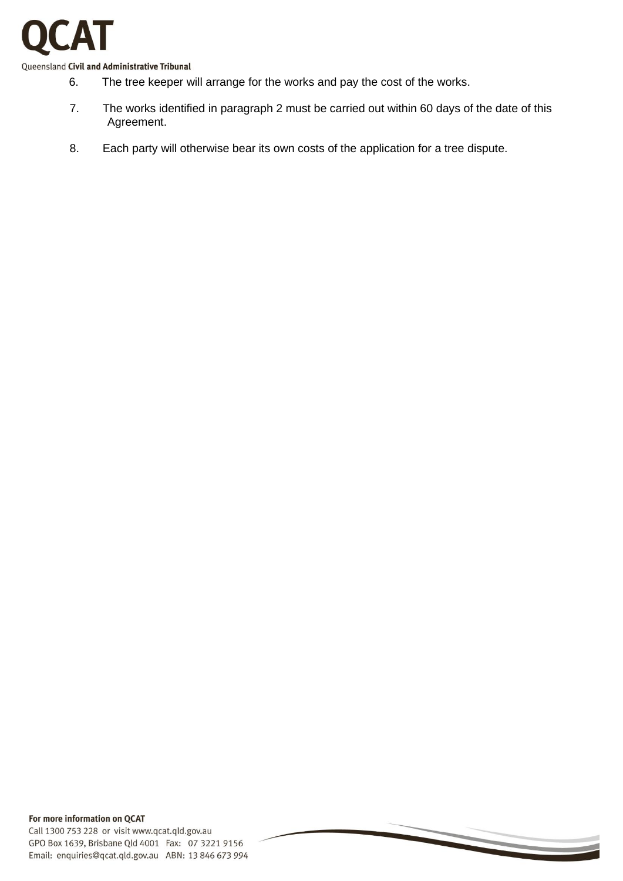6. The tree keeper will arrange for the works and pay the cost of the works.

7. The works identified in paragraph 2 must be carried out within 60 days of the date of this Agreement.

8. Each party will otherwise bear its own costs of the application for a tree dispute.